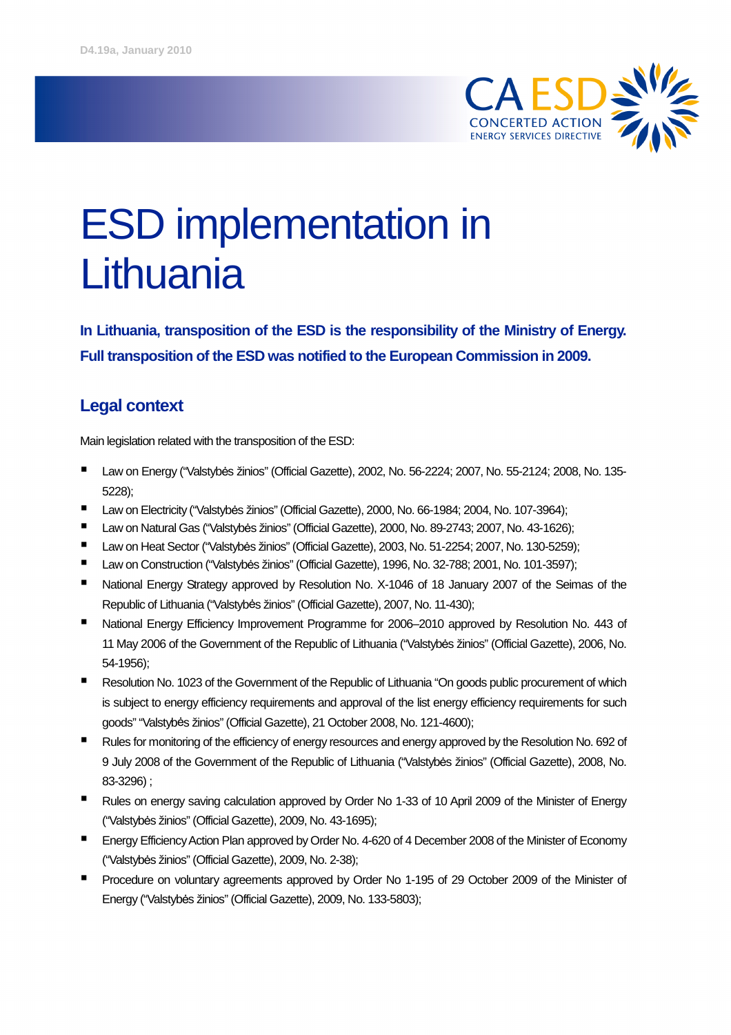D4.19a, January 2010

# ESD implementation in Lithuania

**In Lithuania, transposition of the ESD is the responsibility of the Ministry of Energy. Full transposition of the ESD was notified to the European Commission in 2009.**

## Legal context

Main legislation related with the transposition of the ESD:

- Law on Energy ("Valstybės žinios" (Official Gazette), 2002, No. 56-2224; 2007, No. 55-2124; 2008, No. 135-5228);
- Law on Electricity ("Valstybės žinios" (Official Gazette), 2000, No. 66-1984; 2004, No. 107-3964);
- Law on Natural Gas ("Valstybės žinios" (Official Gazette), 2000, No. 89-2743; 2007, No. 43-1626);
- Law on Heat Sector ("Valstybės žinios" (Official Gazette), 2003, No. 51-2254; 2007, No. 130-5259);
- Law on Construction ("Valstybės žinios" (Official Gazette), 1996, No. 32-788; 2001, No. 101-3597);
- National Energy Strategy approved by Resolution No. X-1046 of 18 January 2007 of the Seimas of the Republic of Lithuania ("Valstybės žinios" (Official Gazette), 2007, No. 11-430);
- National Energy Efficiency Improvement Programme for 2006–2010 approved by Resolution No. 443 of 11 May 2006 of the Government of the Republic of Lithuania ("Valstybės žinios" (Official Gazette), 2006, No. 54-1956);
- Resolution No. 1023 of the Government of the Republic of Lithuania "On goods public procurement of which is subject to energy efficiency requirements and approval of the list energy efficiency requirements for such goods" "Valstybės žinios" (Official Gazette), 21 October 2008, No. 121-4600);
- Rules for monitoring of the efficiency of energy resources and energy approved by the Resolution No. 692 of 9 July 2008 of the Government of the Republic of Lithuania ("Valstybės žinios" (Official Gazette), 2008, No. 83-3296) ;
- Rules on energy saving calculation approved by Order No 1-33 of 10 April 2009 of the Minister of Energy ("Valstybės žinios" (Official Gazette), 2009, No. 43-1695);
- Energy Efficiency Action Plan approved by Order No. 4-620 of 4 December 2008 of the Minister of Economy ("Valstybės žinios" (Official Gazette), 2009, No. 2-38);
- Procedure on voluntary agreements approved by Order No 1-195 of 29 October 2009 of the Minister of Energy ("Valstybės žinios" (Official Gazette), 2009, No. 133-5803);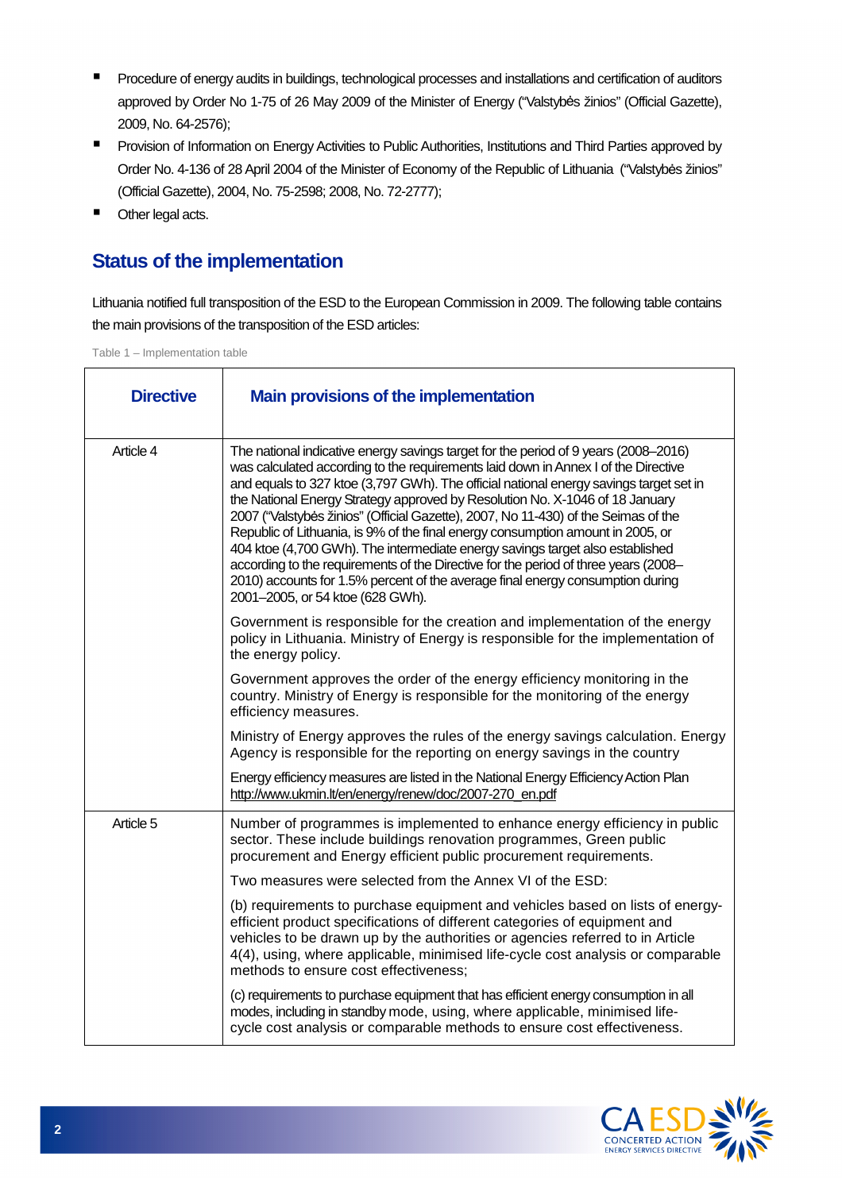- Procedure of energy audits in buildings, technological processes and installations and certification of auditors approved by Order No 1-75 of 26 May 2009 of the Minister of Energy ("Valstybės žinios" (Official Gazette), 2009, No. 64-2576);
- Provision of Information on Energy Activities to Public Authorities, Institutions and Third Parties approved by Order No. 4-136 of 28 April 2004 of the Minister of Economy of the Republic of Lithuania ("Valstybės žinios" (Official Gazette), 2004, No. 75-2598; 2008, No. 72-2777);
- Other legal acts.

## Status of the implementation

Lithuania notified full transposition of the ESD to the European Commission in 2009. The following table contains the main provisions of the transposition of the ESD articles:

Table 1 – Implementation table

| Directive | Main provisions of the implementation |
| --- | --- |
| Article 4 | The national indicative energy savings target for the period of 9 years (2008–2016) was calculated according to the requirements laid down in Annex I of the Directive and equals to 327 ktoe (3,797 GWh). The official national energy savings target set in the National Energy Strategy approved by Resolution No. X-1046 of 18 January 2007 ("Valstybės žinios" (Official Gazette), 2007, No 11-430) of the Seimas of the Republic of Lithuania, is 9% of the final energy consumption amount in 2005, or 404 ktoe (4,700 GWh). The intermediate energy savings target also established according to the requirements of the Directive for the period of three years (2008–2010) accounts for 1.5% percent of the average final energy consumption during 2001–2005, or 54 ktoe (628 GWh).<br><br>Government is responsible for the creation and implementation of the energy policy in Lithuania. Ministry of Energy is responsible for the implementation of the energy policy.<br><br>Government approves the order of the energy efficiency monitoring in the country. Ministry of Energy is responsible for the monitoring of the energy efficiency measures.<br><br>Ministry of Energy approves the rules of the energy savings calculation. Energy Agency is responsible for the reporting on energy savings in the country<br><br>Energy efficiency measures are listed in the National Energy Efficiency Action Plan http://www.ukmin.lt/en/energy/renew/doc/2007-270_en.pdf |
| Article 5 | Number of programmes is implemented to enhance energy efficiency in public sector. These include buildings renovation programmes, Green public procurement and Energy efficient public procurement requirements.<br><br>Two measures were selected from the Annex VI of the ESD:<br><br>(b) requirements to purchase equipment and vehicles based on lists of energy-efficient product specifications of different categories of equipment and vehicles to be drawn up by the authorities or agencies referred to in Article 4(4), using, where applicable, minimised life-cycle cost analysis or comparable methods to ensure cost effectiveness;<br><br>(c) requirements to purchase equipment that has efficient energy consumption in all modes, including in standby mode, using, where applicable, minimised life-cycle cost analysis or comparable methods to ensure cost effectiveness. |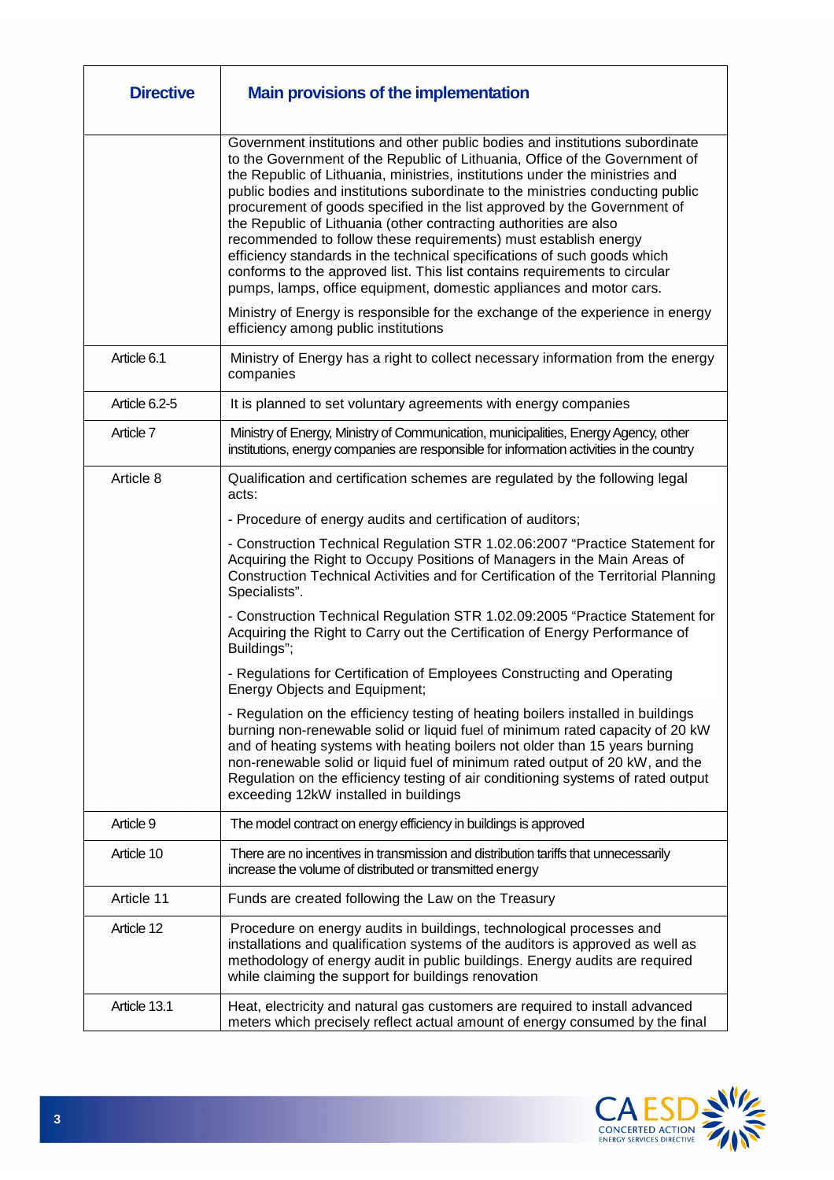| Directive | Main provisions of the implementation |
|---|---|
| | Government institutions and other public bodies and institutions subordinate to the Government of the Republic of Lithuania, Office of the Government of the Republic of Lithuania, ministries, institutions under the ministries and public bodies and institutions subordinate to the ministries conducting public procurement of goods specified in the list approved by the Government of the Republic of Lithuania (other contracting authorities are also recommended to follow these requirements) must establish energy efficiency standards in the technical specifications of such goods which conforms to the approved list. This list contains requirements to circular pumps, lamps, office equipment, domestic appliances and motor cars.<br><br>Ministry of Energy is responsible for the exchange of the experience in energy efficiency among public institutions |
| Article 6.1 | Ministry of Energy has a right to collect necessary information from the energy companies |
| Article 6.2-5 | It is planned to set voluntary agreements with energy companies |
| Article 7 | Ministry of Energy, Ministry of Communication, municipalities, Energy Agency, other institutions, energy companies are responsible for information activities in the country |
| Article 8 | Qualification and certification schemes are regulated by the following legal acts:<br><br>- Procedure of energy audits and certification of auditors;<br><br>- Construction Technical Regulation STR 1.02.06:2007 "Practice Statement for Acquiring the Right to Occupy Positions of Managers in the Main Areas of Construction Technical Activities and for Certification of the Territorial Planning Specialists".<br><br>- Construction Technical Regulation STR 1.02.09:2005 "Practice Statement for Acquiring the Right to Carry out the Certification of Energy Performance of Buildings";<br><br>- Regulations for Certification of Employees Constructing and Operating Energy Objects and Equipment;<br><br>- Regulation on the efficiency testing of heating boilers installed in buildings burning non-renewable solid or liquid fuel of minimum rated capacity of 20 kW and of heating systems with heating boilers not older than 15 years burning non-renewable solid or liquid fuel of minimum rated output of 20 kW, and the Regulation on the efficiency testing of air conditioning systems of rated output exceeding 12kW installed in buildings |
| Article 9 | The model contract on energy efficiency in buildings is approved |
| Article 10 | There are no incentives in transmission and distribution tariffs that unnecessarily increase the volume of distributed or transmitted energy |
| Article 11 | Funds are created following the Law on the Treasury |
| Article 12 | Procedure on energy audits in buildings, technological processes and installations and qualification systems of the auditors is approved as well as methodology of energy audit in public buildings. Energy audits are required while claiming the support for buildings renovation |
| Article 13.1 | Heat, electricity and natural gas customers are required to install advanced meters which precisely reflect actual amount of energy consumed by the final |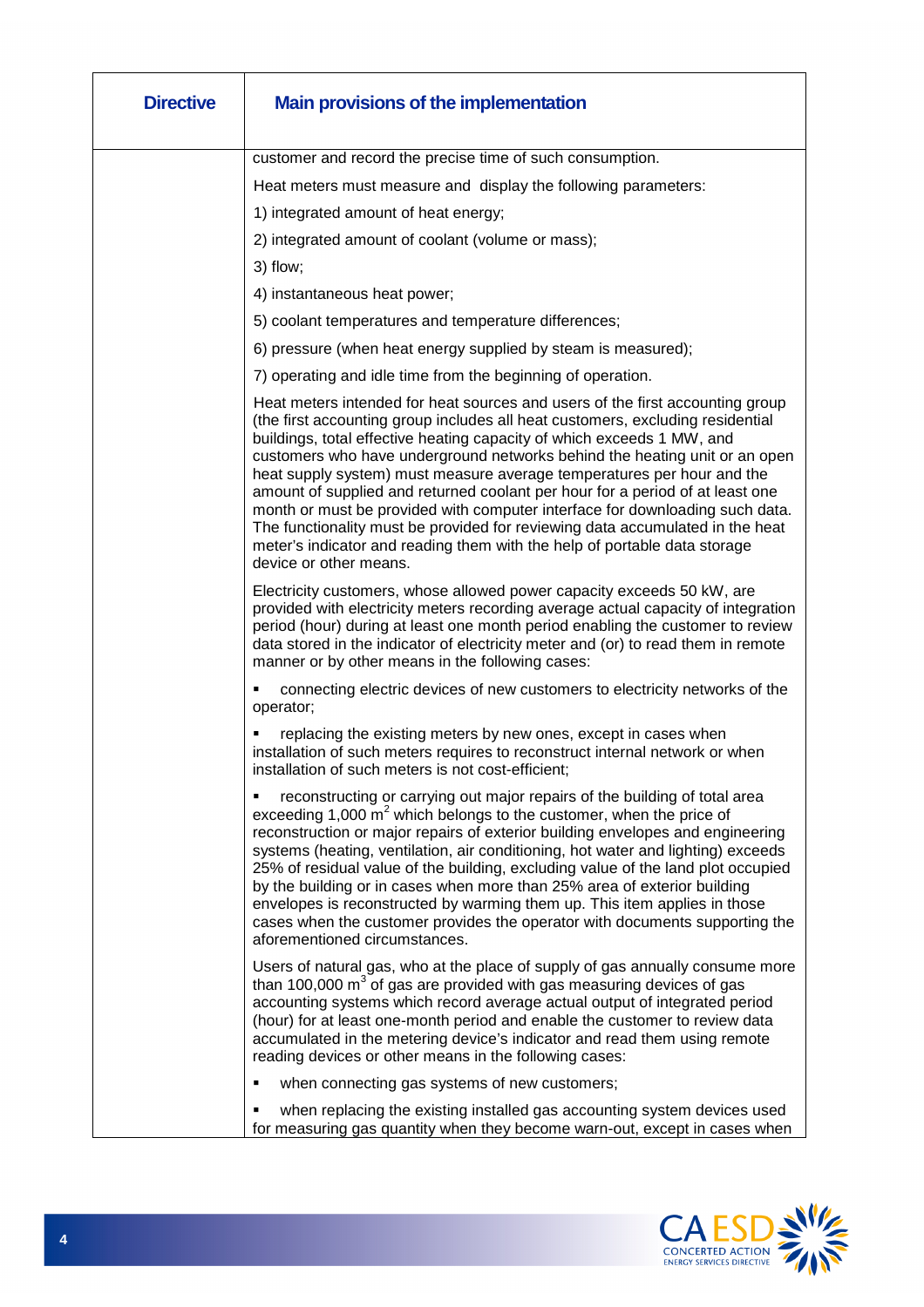| Directive | Main provisions of the implementation |
|---|---|
| | customer and record the precise time of such consumption.<br><br>Heat meters must measure and display the following parameters:<br><br>1) integrated amount of heat energy;<br><br>2) integrated amount of coolant (volume or mass);<br><br>3) flow;<br><br>4) instantaneous heat power;<br><br>5) coolant temperatures and temperature differences;<br><br>6) pressure (when heat energy supplied by steam is measured);<br><br>7) operating and idle time from the beginning of operation.<br><br>Heat meters intended for heat sources and users of the first accounting group (the first accounting group includes all heat customers, excluding residential buildings, total effective heating capacity of which exceeds 1 MW, and customers who have underground networks behind the heating unit or an open heat supply system) must measure average temperatures per hour and the amount of supplied and returned coolant per hour for a period of at least one month or must be provided with computer interface for downloading such data. The functionality must be provided for reviewing data accumulated in the heat meter's indicator and reading them with the help of portable data storage device or other means.<br><br>Electricity customers, whose allowed power capacity exceeds 50 kW, are provided with electricity meters recording average actual capacity of integration period (hour) during at least one month period enabling the customer to review data stored in the indicator of electricity meter and (or) to read them in remote manner or by other means in the following cases:<br><br>▪ connecting electric devices of new customers to electricity networks of the operator;<br><br>▪ replacing the existing meters by new ones, except in cases when installation of such meters requires to reconstruct internal network or when installation of such meters is not cost-efficient;<br><br>▪ reconstructing or carrying out major repairs of the building of total area exceeding 1,000 $m^2$ which belongs to the customer, when the price of reconstruction or major repairs of exterior building envelopes and engineering systems (heating, ventilation, air conditioning, hot water and lighting) exceeds 25% of residual value of the building, excluding value of the land plot occupied by the building or in cases when more than 25% area of exterior building envelopes is reconstructed by warming them up. This item applies in those cases when the customer provides the operator with documents supporting the aforementioned circumstances.<br><br>Users of natural gas, who at the place of supply of gas annually consume more than 100,000 $m^3$ of gas are provided with gas measuring devices of gas accounting systems which record average actual output of integrated period (hour) for at least one-month period and enable the customer to review data accumulated in the metering device's indicator and read them using remote reading devices or other means in the following cases:<br><br>▪ when connecting gas systems of new customers;<br><br>▪ when replacing the existing installed gas accounting system devices used for measuring gas quantity when they become warn-out, except in cases when |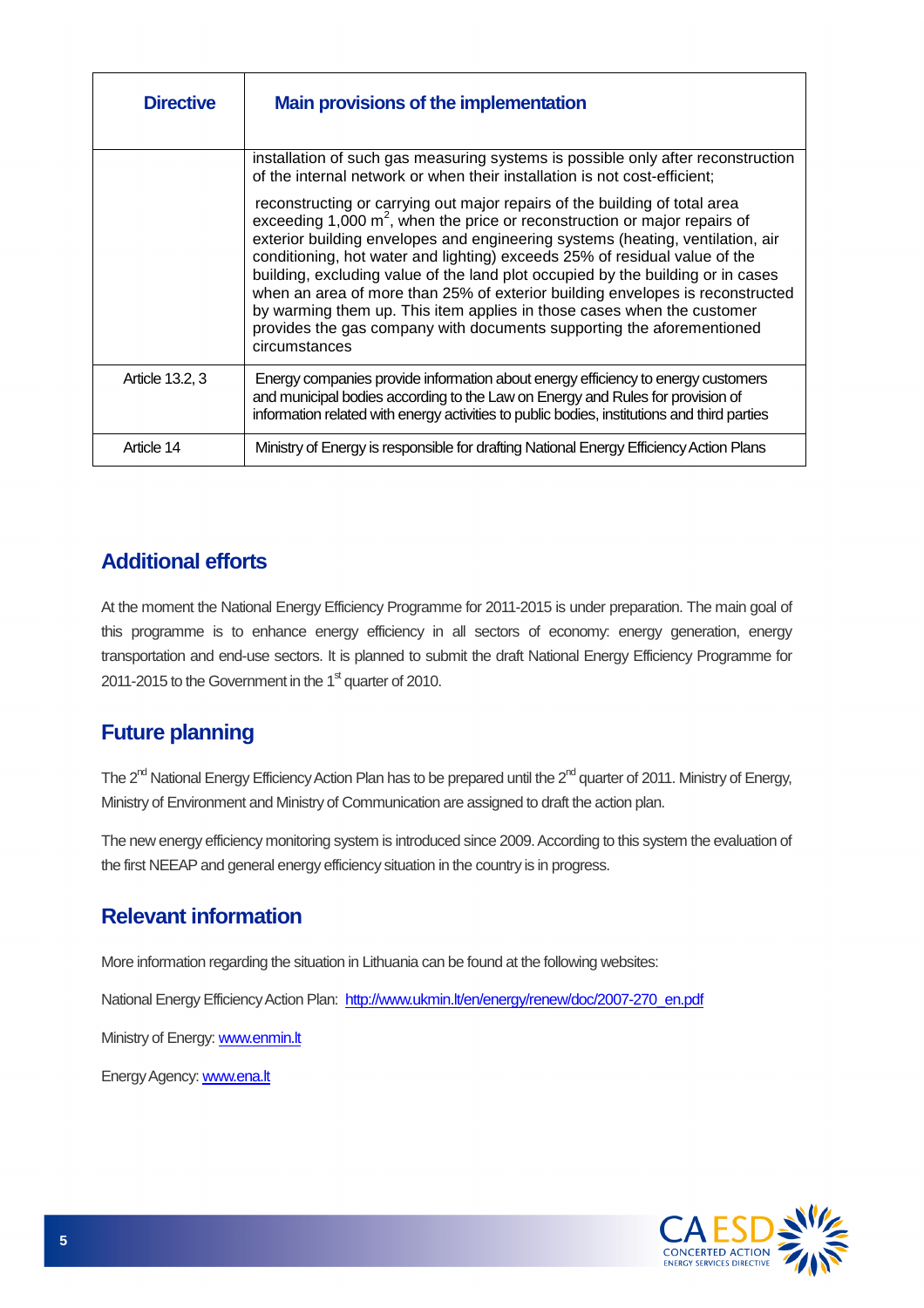| Directive | Main provisions of the implementation |
|---|---|
| | installation of such gas measuring systems is possible only after reconstruction of the internal network or when their installation is not cost-efficient;<br><br>reconstructing or carrying out major repairs of the building of total area exceeding 1,000 $m^2$, when the price or reconstruction or major repairs of exterior building envelopes and engineering systems (heating, ventilation, air conditioning, hot water and lighting) exceeds 25% of residual value of the building, excluding value of the land plot occupied by the building or in cases when an area of more than 25% of exterior building envelopes is reconstructed by warming them up. This item applies in those cases when the customer provides the gas company with documents supporting the aforementioned circumstances |
| Article 13.2, 3 | Energy companies provide information about energy efficiency to energy customers and municipal bodies according to the Law on Energy and Rules for provision of information related with energy activities to public bodies, institutions and third parties |
| Article 14 | Ministry of Energy is responsible for drafting National Energy Efficiency Action Plans |

## Additional efforts

At the moment the National Energy Efficiency Programme for 2011-2015 is under preparation. The main goal of this programme is to enhance energy efficiency in all sectors of economy: energy generation, energy transportation and end-use sectors. It is planned to submit the draft National Energy Efficiency Programme for 2011-2015 to the Government in the 1st quarter of 2010.

## Future planning

The 2nd National Energy Efficiency Action Plan has to be prepared until the 2nd quarter of 2011. Ministry of Energy, Ministry of Environment and Ministry of Communication are assigned to draft the action plan.

The new energy efficiency monitoring system is introduced since 2009. According to this system the evaluation of the first NEEAP and general energy efficiency situation in the country is in progress.

## Relevant information

More information regarding the situation in Lithuania can be found at the following websites:

National Energy Efficiency Action Plan: http://www.ukmin.lt/en/energy/renew/doc/2007-270_en.pdf

Ministry of Energy: www.enmin.lt

Energy Agency: www.ena.lt